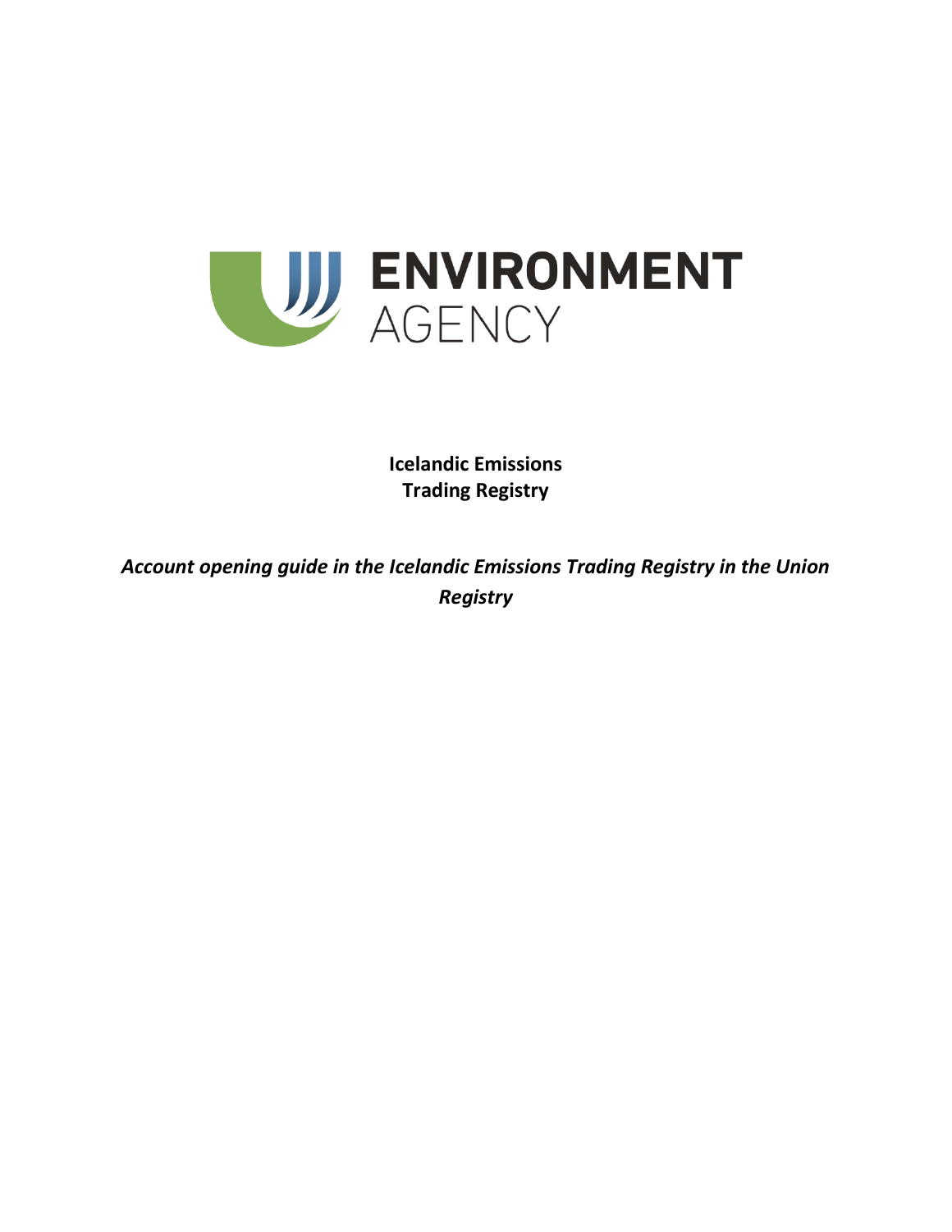ENVIRONMENT AGENCY

**Icelandic Emissions Trading Registry**

***Account opening guide in the Icelandic Emissions Trading Registry in the Union Registry***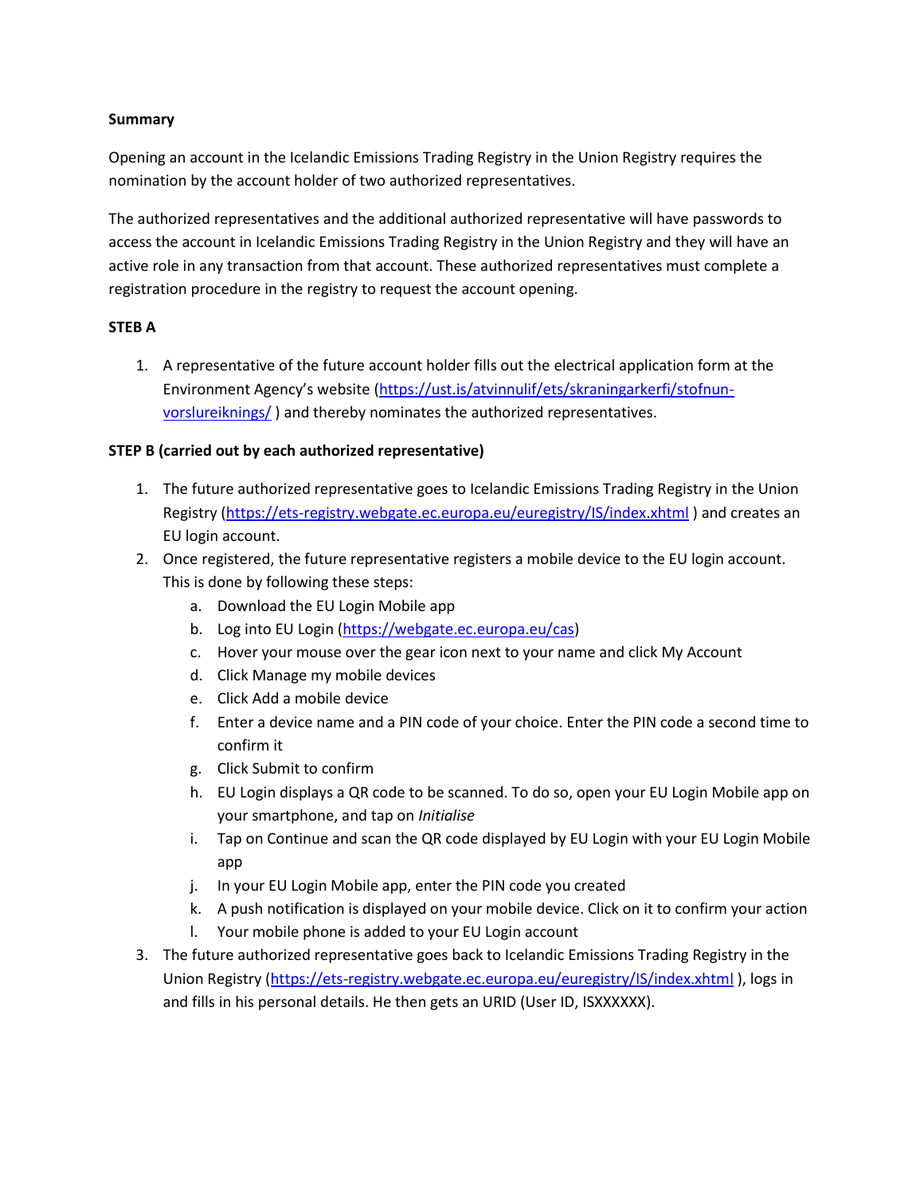**Summary**

Opening an account in the Icelandic Emissions Trading Registry in the Union Registry requires the nomination by the account holder of two authorized representatives.

The authorized representatives and the additional authorized representative will have passwords to access the account in Icelandic Emissions Trading Registry in the Union Registry and they will have an active role in any transaction from that account. These authorized representatives must complete a registration procedure in the registry to request the account opening.

**STEB A**

1. A representative of the future account holder fills out the electrical application form at the Environment Agency's website (https://ust.is/atvinnulif/ets/skraningarkerfi/stofnun-vorslureiknings/ ) and thereby nominates the authorized representatives.

**STEP B (carried out by each authorized representative)**

1. The future authorized representative goes to Icelandic Emissions Trading Registry in the Union Registry (https://ets-registry.webgate.ec.europa.eu/euregistry/IS/index.xhtml ) and creates an EU login account.
2. Once registered, the future representative registers a mobile device to the EU login account. This is done by following these steps:
   a. Download the EU Login Mobile app
   b. Log into EU Login (https://webgate.ec.europa.eu/cas)
   c. Hover your mouse over the gear icon next to your name and click My Account
   d. Click Manage my mobile devices
   e. Click Add a mobile device
   f. Enter a device name and a PIN code of your choice. Enter the PIN code a second time to confirm it
   g. Click Submit to confirm
   h. EU Login displays a QR code to be scanned. To do so, open your EU Login Mobile app on your smartphone, and tap on *Initialise*
   i. Tap on Continue and scan the QR code displayed by EU Login with your EU Login Mobile app
   j. In your EU Login Mobile app, enter the PIN code you created
   k. A push notification is displayed on your mobile device. Click on it to confirm your action
   l. Your mobile phone is added to your EU Login account
3. The future authorized representative goes back to Icelandic Emissions Trading Registry in the Union Registry (https://ets-registry.webgate.ec.europa.eu/euregistry/IS/index.xhtml ), logs in and fills in his personal details. He then gets an URID (User ID, ISXXXXXX).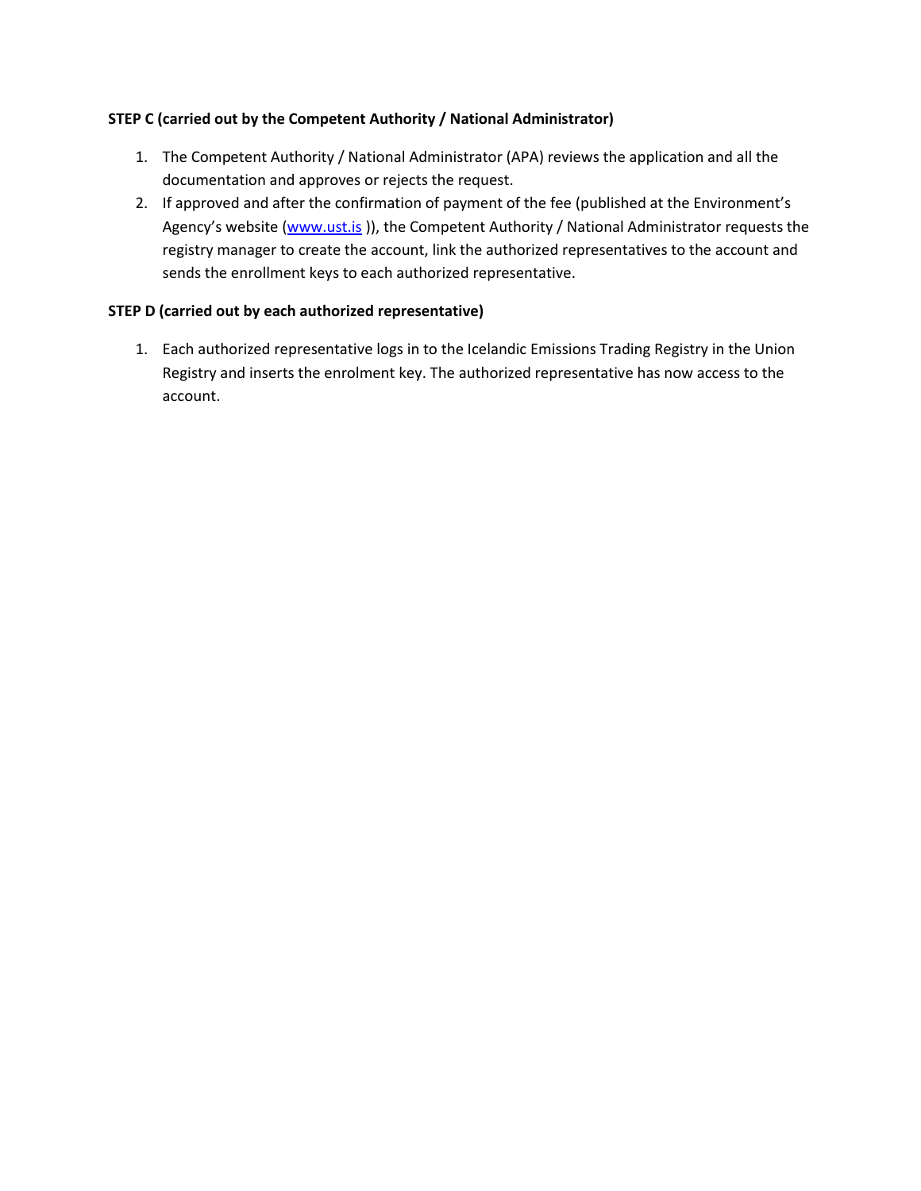**STEP C (carried out by the Competent Authority / National Administrator)**

1. The Competent Authority / National Administrator (APA) reviews the application and all the documentation and approves or rejects the request.
2. If approved and after the confirmation of payment of the fee (published at the Environment's Agency's website (www.ust.is )), the Competent Authority / National Administrator requests the registry manager to create the account, link the authorized representatives to the account and sends the enrollment keys to each authorized representative.

**STEP D (carried out by each authorized representative)**

1. Each authorized representative logs in to the Icelandic Emissions Trading Registry in the Union Registry and inserts the enrolment key. The authorized representative has now access to the account.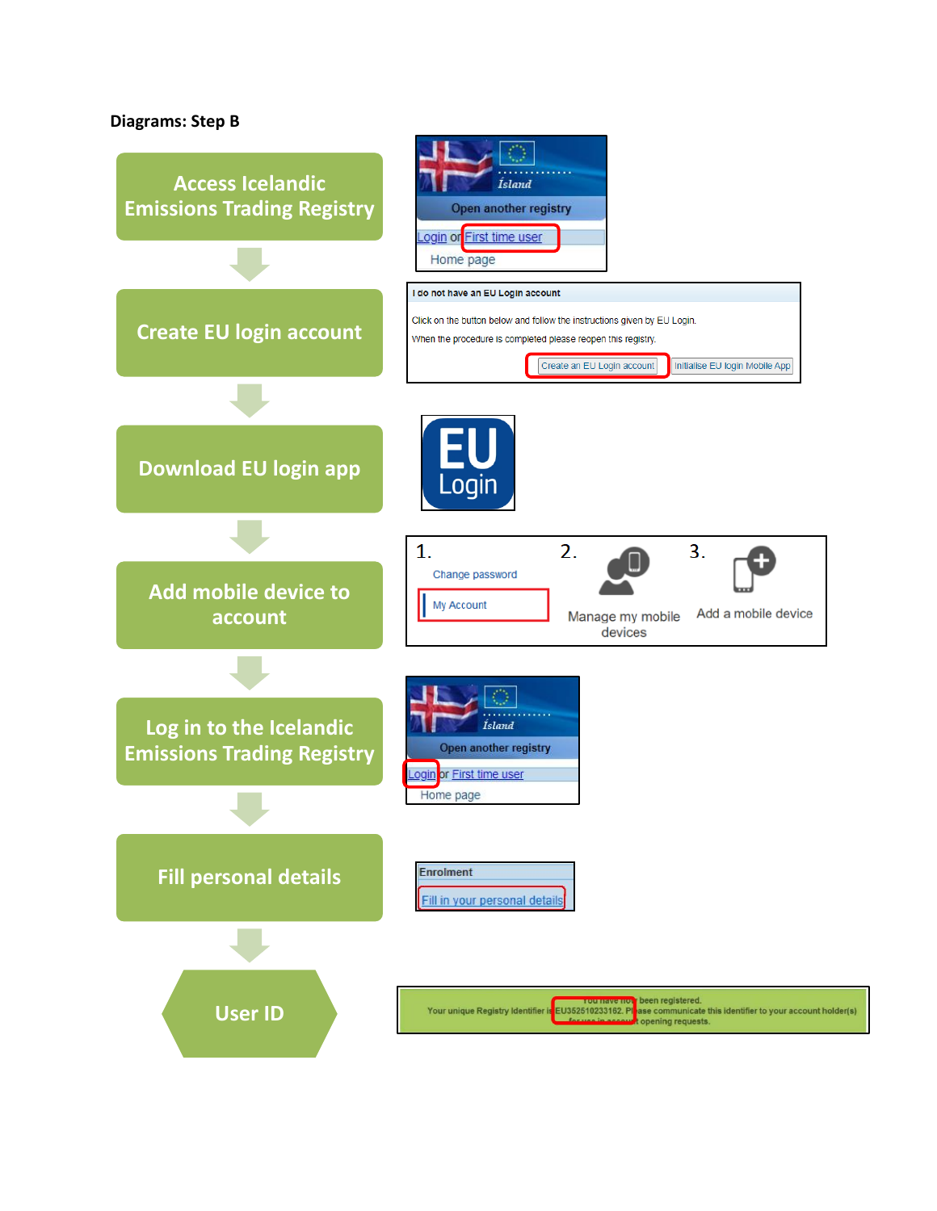**Diagrams: Step B**

Access Icelandic Emissions Trading Registry

Ísland
Open another registry
Login or First time user
Home page

Create EU login account

I do not have an EU Login account
Click on the button below and follow the instructions given by EU Login.
When the procedure is completed please reopen this registry.
Create an EU Login account | Initialise EU login Mobile App

Download EU login app

EU Login

Add mobile device to account

1. Change password
My Account

2. Manage my mobile devices

3. Add a mobile device

Log in to the Icelandic Emissions Trading Registry

Ísland
Open another registry
Login or First time user
Home page

Fill personal details

Enrolment
Fill in your personal details

User ID

You have now been registered.
Your unique Registry Identifier is EU352510233162. Please communicate this identifier to your account holder(s) for use in account opening requests.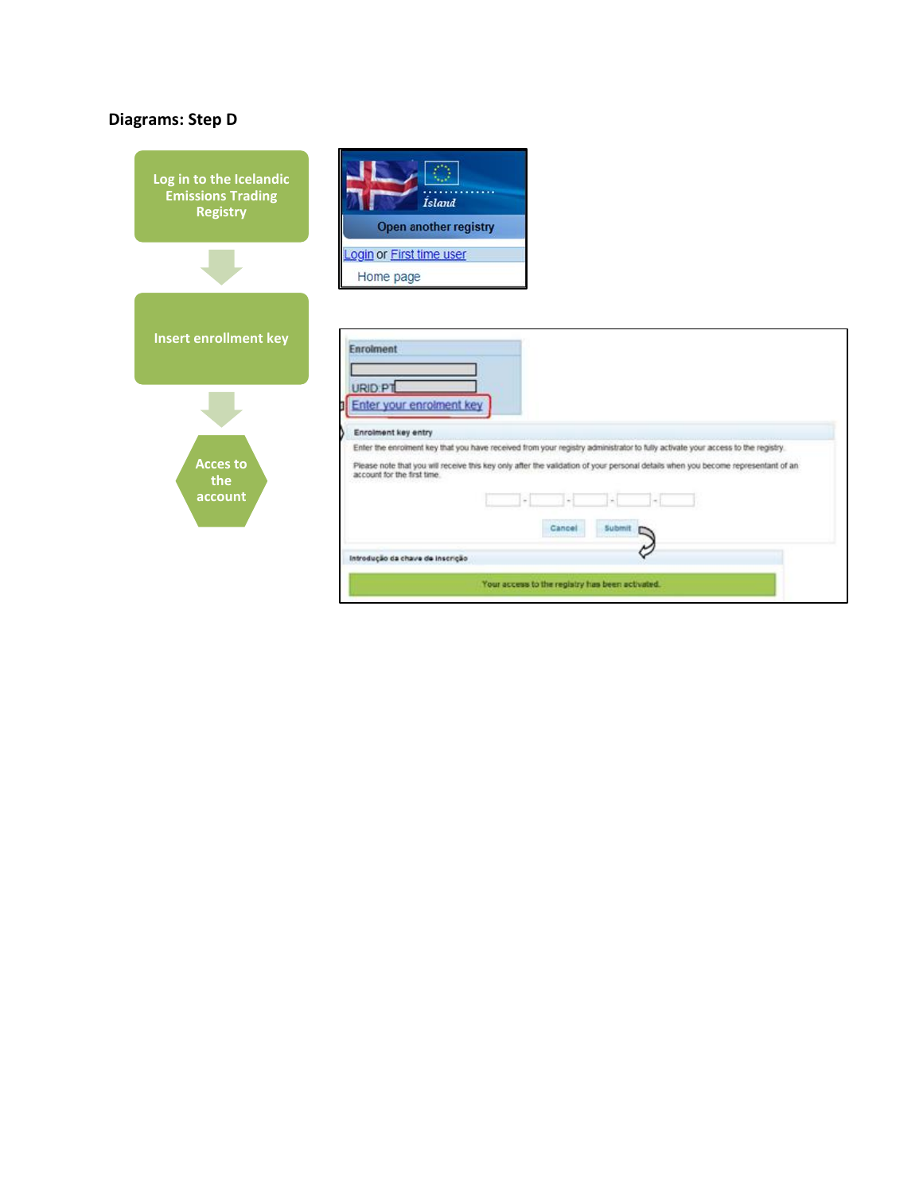**Diagrams: Step D**

Log in to the Icelandic Emissions Trading Registry

Insert enrollment key

Acces to the account

Ísland

Open another registry

Login or First time user

Home page

Enrolment

URID PT

Enter your enrolment key

Enrolment key entry

Enter the enrolment key that you have received from your registry administrator to fully activate your access to the registry.

Please note that you will receive this key only after the validation of your personal details when you become representative of an account for the first time.

Cancel Submit

Introdução da chave de inscrição

Your access to the registry has been activated.